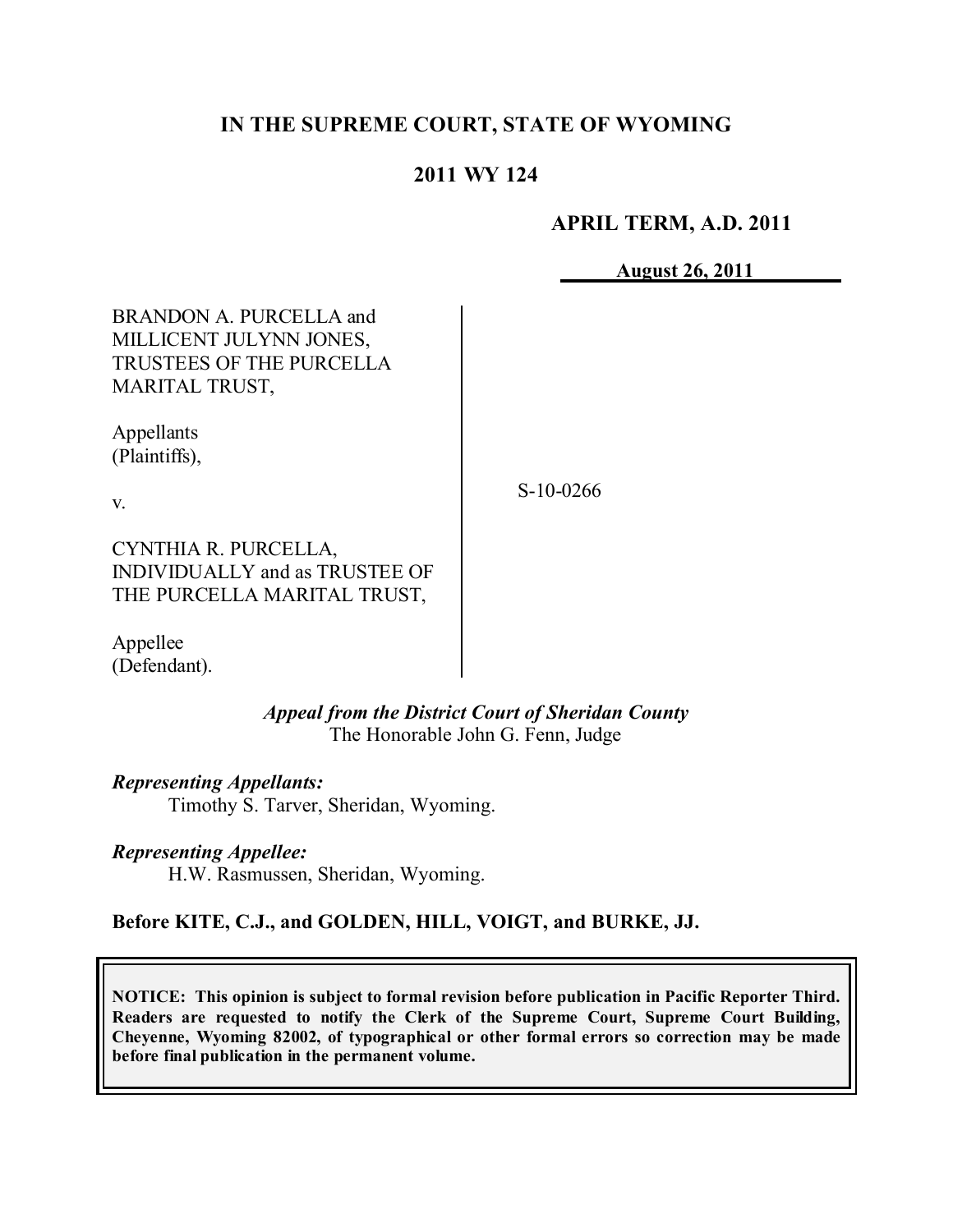# IN THE SUPREME COURT, STATE OF WYOMING

## 2011 WY 124

**APRIL TERM, A.D. 2011**

**August 26, 2011**

BRANDON A. PURCELLA and MILLICENT JULYNN JONES, TRUSTEES OF THE PURCELLA MARITAL TRUST,

Appellants (Plaintiffs),

v.

CYNTHIA R. PURCELLA, INDIVIDUALLY and as TRUSTEE OF THE PURCELLA MARITAL TRUST,

Appellee (Defendant).

S-10-0266

*Appeal from the District Court of Sheridan County*
The Honorable John G. Fenn, Judge

***Representing Appellants:***
Timothy S. Tarver, Sheridan, Wyoming.

***Representing Appellee:***
H.W. Rasmussen, Sheridan, Wyoming.

**Before KITE, C.J., and GOLDEN, HILL, VOIGT, and BURKE, JJ.**

**NOTICE: This opinion is subject to formal revision before publication in Pacific Reporter Third. Readers are requested to notify the Clerk of the Supreme Court, Supreme Court Building, Cheyenne, Wyoming 82002, of typographical or other formal errors so correction may be made before final publication in the permanent volume.**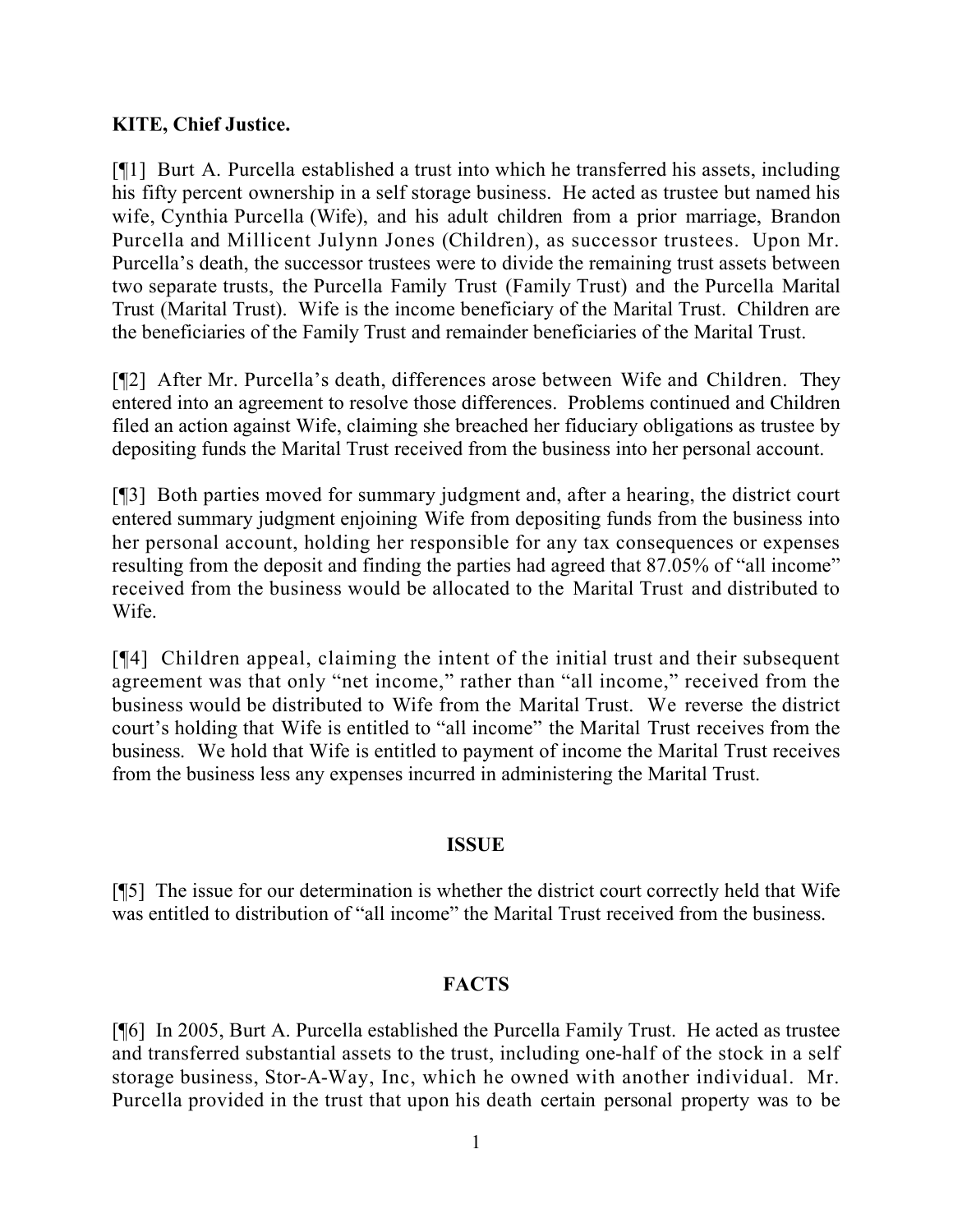**KITE, Chief Justice.**

[¶1] Burt A. Purcella established a trust into which he transferred his assets, including his fifty percent ownership in a self storage business. He acted as trustee but named his wife, Cynthia Purcella (Wife), and his adult children from a prior marriage, Brandon Purcella and Millicent Julynn Jones (Children), as successor trustees. Upon Mr. Purcella's death, the successor trustees were to divide the remaining trust assets between two separate trusts, the Purcella Family Trust (Family Trust) and the Purcella Marital Trust (Marital Trust). Wife is the income beneficiary of the Marital Trust. Children are the beneficiaries of the Family Trust and remainder beneficiaries of the Marital Trust.

[¶2] After Mr. Purcella's death, differences arose between Wife and Children. They entered into an agreement to resolve those differences. Problems continued and Children filed an action against Wife, claiming she breached her fiduciary obligations as trustee by depositing funds the Marital Trust received from the business into her personal account.

[¶3] Both parties moved for summary judgment and, after a hearing, the district court entered summary judgment enjoining Wife from depositing funds from the business into her personal account, holding her responsible for any tax consequences or expenses resulting from the deposit and finding the parties had agreed that 87.05% of "all income" received from the business would be allocated to the Marital Trust and distributed to Wife.

[¶4] Children appeal, claiming the intent of the initial trust and their subsequent agreement was that only "net income," rather than "all income," received from the business would be distributed to Wife from the Marital Trust. We reverse the district court's holding that Wife is entitled to "all income" the Marital Trust receives from the business. We hold that Wife is entitled to payment of income the Marital Trust receives from the business less any expenses incurred in administering the Marital Trust.

## ISSUE

[¶5] The issue for our determination is whether the district court correctly held that Wife was entitled to distribution of "all income" the Marital Trust received from the business.

## FACTS

[¶6] In 2005, Burt A. Purcella established the Purcella Family Trust. He acted as trustee and transferred substantial assets to the trust, including one-half of the stock in a self storage business, Stor-A-Way, Inc, which he owned with another individual. Mr. Purcella provided in the trust that upon his death certain personal property was to be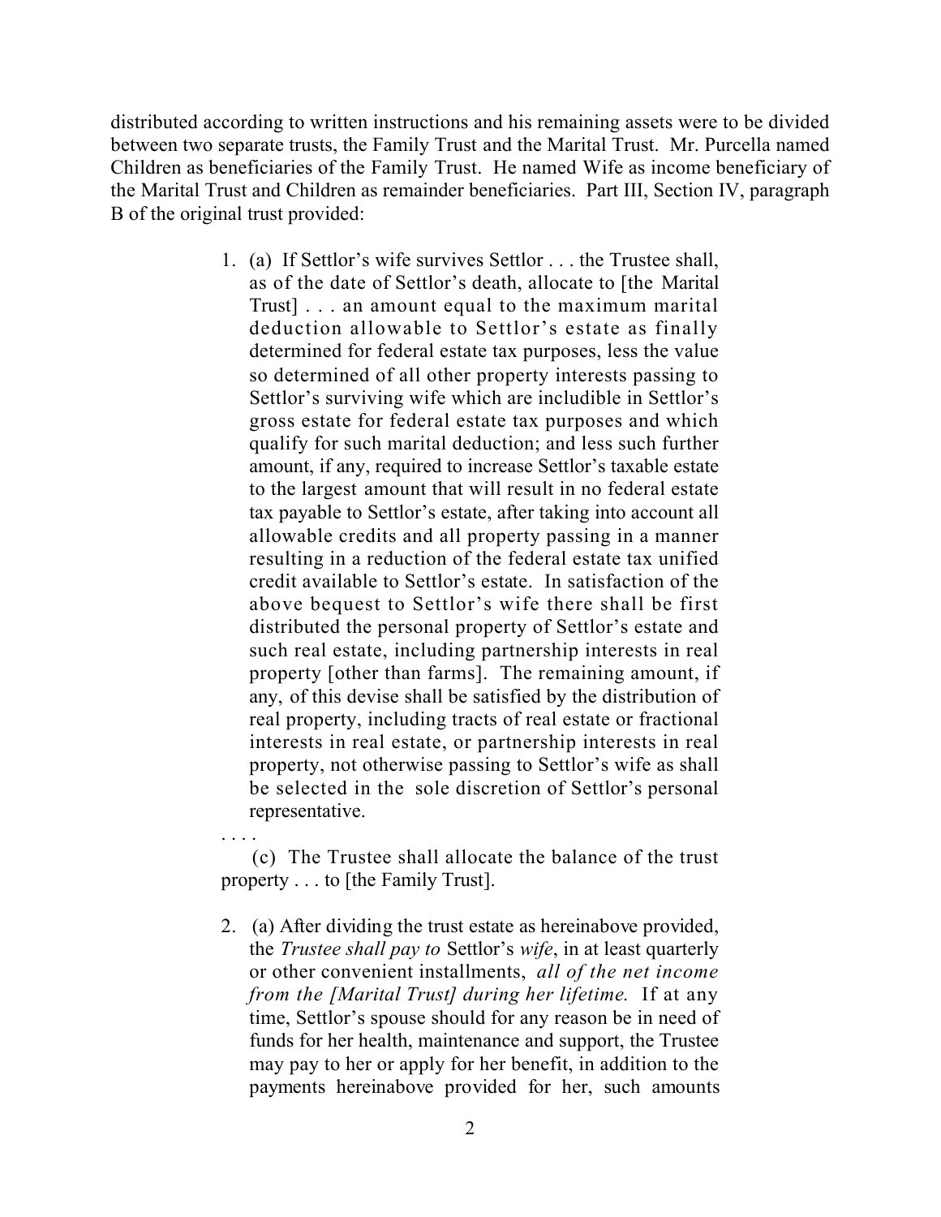distributed according to written instructions and his remaining assets were to be divided between two separate trusts, the Family Trust and the Marital Trust. Mr. Purcella named Children as beneficiaries of the Family Trust. He named Wife as income beneficiary of the Marital Trust and Children as remainder beneficiaries. Part III, Section IV, paragraph B of the original trust provided:

> 1. (a) If Settlor's wife survives Settlor . . . the Trustee shall, as of the date of Settlor's death, allocate to [the Marital Trust] . . . an amount equal to the maximum marital deduction allowable to Settlor's estate as finally determined for federal estate tax purposes, less the value so determined of all other property interests passing to Settlor's surviving wife which are includible in Settlor's gross estate for federal estate tax purposes and which qualify for such marital deduction; and less such further amount, if any, required to increase Settlor's taxable estate to the largest amount that will result in no federal estate tax payable to Settlor's estate, after taking into account all allowable credits and all property passing in a manner resulting in a reduction of the federal estate tax unified credit available to Settlor's estate. In satisfaction of the above bequest to Settlor's wife there shall be first distributed the personal property of Settlor's estate and such real estate, including partnership interests in real property [other than farms]. The remaining amount, if any, of this devise shall be satisfied by the distribution of real property, including tracts of real estate or fractional interests in real estate, or partnership interests in real property, not otherwise passing to Settlor's wife as shall be selected in the sole discretion of Settlor's personal representative.
>
> . . . .
>
> (c) The Trustee shall allocate the balance of the trust property . . . to [the Family Trust].
>
> 2. (a) After dividing the trust estate as hereinabove provided, the *Trustee shall pay to* Settlor's *wife*, in at least quarterly or other convenient installments, *all of the net income from the [Marital Trust] during her lifetime.* If at any time, Settlor's spouse should for any reason be in need of funds for her health, maintenance and support, the Trustee may pay to her or apply for her benefit, in addition to the payments hereinabove provided for her, such amounts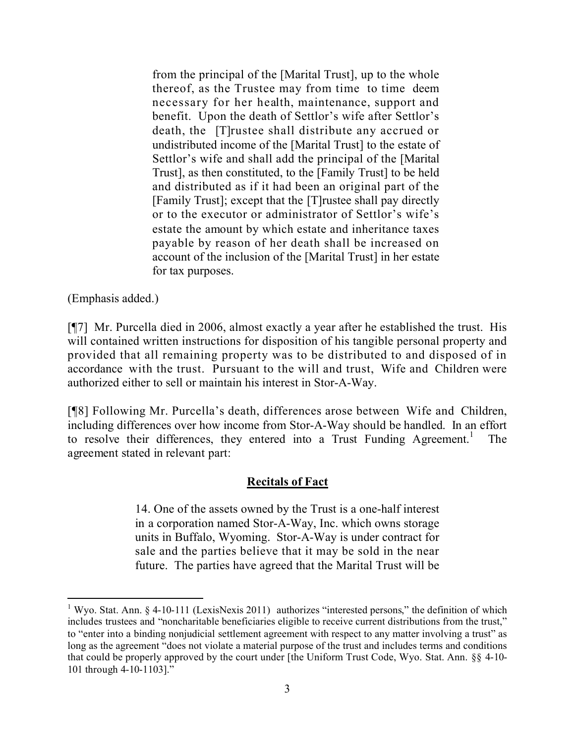> from the principal of the [Marital Trust], up to the whole thereof, as the Trustee may from time to time deem necessary for her health, maintenance, support and benefit. Upon the death of Settlor's wife after Settlor's death, the [T]rustee shall distribute any accrued or undistributed income of the [Marital Trust] to the estate of Settlor's wife and shall add the principal of the [Marital Trust], as then constituted, to the [Family Trust] to be held and distributed as if it had been an original part of the [Family Trust]; except that the [T]rustee shall pay directly or to the executor or administrator of Settlor's wife's estate the amount by which estate and inheritance taxes payable by reason of her death shall be increased on account of the inclusion of the [Marital Trust] in her estate for tax purposes.

(Emphasis added.)

[¶7] Mr. Purcella died in 2006, almost exactly a year after he established the trust. His will contained written instructions for disposition of his tangible personal property and provided that all remaining property was to be distributed to and disposed of in accordance with the trust. Pursuant to the will and trust, Wife and Children were authorized either to sell or maintain his interest in Stor-A-Way.

[¶8] Following Mr. Purcella's death, differences arose between Wife and Children, including differences over how income from Stor-A-Way should be handled. In an effort to resolve their differences, they entered into a Trust Funding Agreement.[1] The agreement stated in relevant part:

> **<u>Recitals of Fact</u>**
>
> 14. One of the assets owned by the Trust is a one-half interest in a corporation named Stor-A-Way, Inc. which owns storage units in Buffalo, Wyoming. Stor-A-Way is under contract for sale and the parties believe that it may be sold in the near future. The parties have agreed that the Marital Trust will be

---

[1] Wyo. Stat. Ann. § 4-10-111 (LexisNexis 2011) authorizes "interested persons," the definition of which includes trustees and "noncharitable beneficiaries eligible to receive current distributions from the trust," to "enter into a binding nonjudicial settlement agreement with respect to any matter involving a trust" as long as the agreement "does not violate a material purpose of the trust and includes terms and conditions that could be properly approved by the court under [the Uniform Trust Code, Wyo. Stat. Ann. §§ 4-10-101 through 4-10-1103]."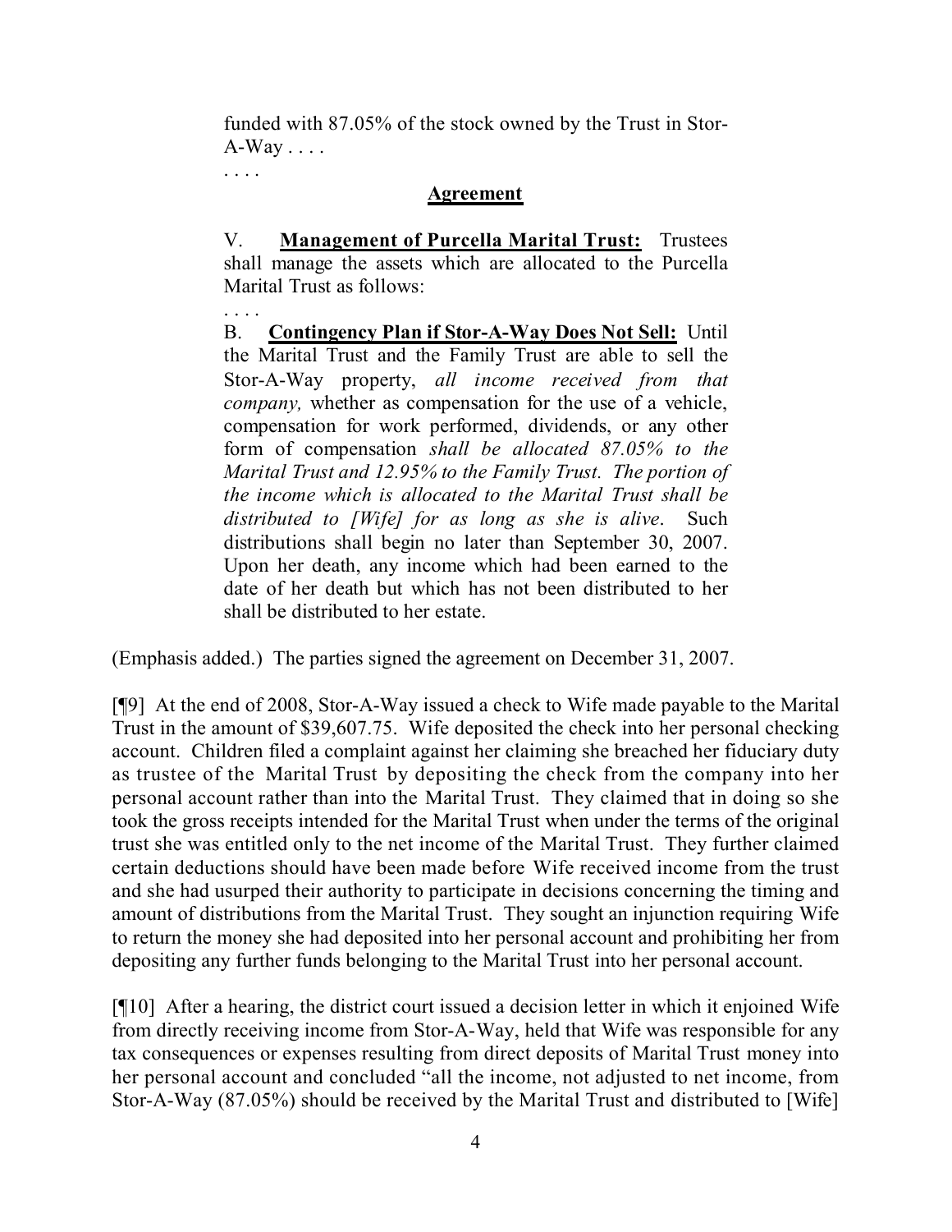> funded with 87.05% of the stock owned by the Trust in Stor-A-Way . . . .
>
> . . . .
>
> **Agreement**
>
> V. **Management of Purcella Marital Trust:** Trustees shall manage the assets which are allocated to the Purcella Marital Trust as follows:
>
> . . . .
>
> B. **Contingency Plan if Stor-A-Way Does Not Sell:** Until the Marital Trust and the Family Trust are able to sell the Stor-A-Way property, *all income received from that company,* whether as compensation for the use of a vehicle, compensation for work performed, dividends, or any other form of compensation *shall be allocated 87.05% to the Marital Trust and 12.95% to the Family Trust. The portion of the income which is allocated to the Marital Trust shall be distributed to [Wife] for as long as she is alive*. Such distributions shall begin no later than September 30, 2007. Upon her death, any income which had been earned to the date of her death but which has not been distributed to her shall be distributed to her estate.

(Emphasis added.) The parties signed the agreement on December 31, 2007.

[¶9] At the end of 2008, Stor-A-Way issued a check to Wife made payable to the Marital Trust in the amount of $39,607.75. Wife deposited the check into her personal checking account. Children filed a complaint against her claiming she breached her fiduciary duty as trustee of the Marital Trust by depositing the check from the company into her personal account rather than into the Marital Trust. They claimed that in doing so she took the gross receipts intended for the Marital Trust when under the terms of the original trust she was entitled only to the net income of the Marital Trust. They further claimed certain deductions should have been made before Wife received income from the trust and she had usurped their authority to participate in decisions concerning the timing and amount of distributions from the Marital Trust. They sought an injunction requiring Wife to return the money she had deposited into her personal account and prohibiting her from depositing any further funds belonging to the Marital Trust into her personal account.

[¶10] After a hearing, the district court issued a decision letter in which it enjoined Wife from directly receiving income from Stor-A-Way, held that Wife was responsible for any tax consequences or expenses resulting from direct deposits of Marital Trust money into her personal account and concluded "all the income, not adjusted to net income, from Stor-A-Way (87.05%) should be received by the Marital Trust and distributed to [Wife]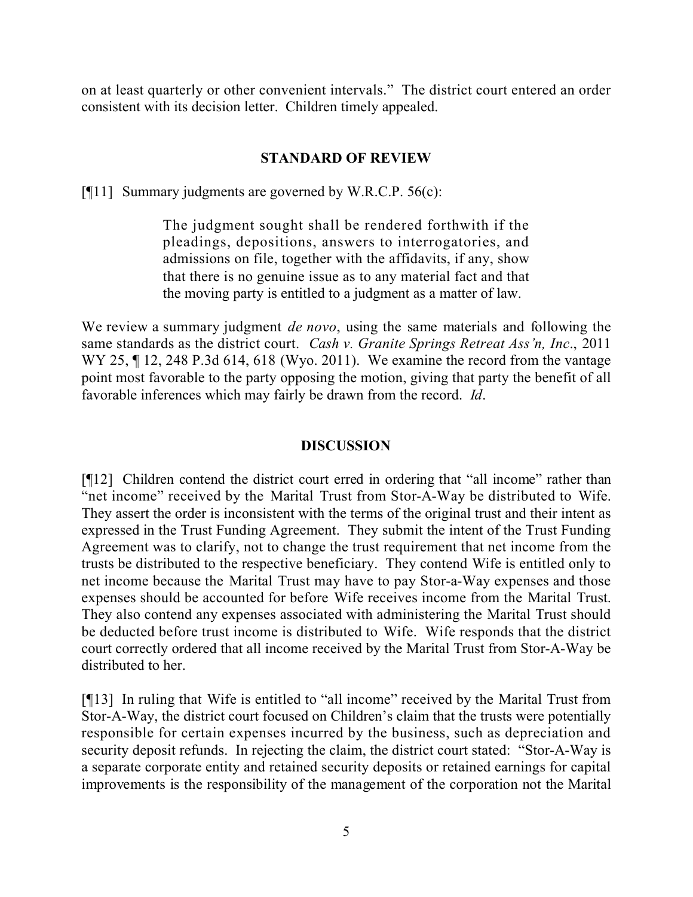on at least quarterly or other convenient intervals." The district court entered an order consistent with its decision letter. Children timely appealed.

## STANDARD OF REVIEW

[¶11] Summary judgments are governed by W.R.C.P. 56(c):

> The judgment sought shall be rendered forthwith if the pleadings, depositions, answers to interrogatories, and admissions on file, together with the affidavits, if any, show that there is no genuine issue as to any material fact and that the moving party is entitled to a judgment as a matter of law.

We review a summary judgment *de novo*, using the same materials and following the same standards as the district court. *Cash v. Granite Springs Retreat Ass'n, Inc*., 2011 WY 25, ¶ 12, 248 P.3d 614, 618 (Wyo. 2011). We examine the record from the vantage point most favorable to the party opposing the motion, giving that party the benefit of all favorable inferences which may fairly be drawn from the record. *Id*.

## DISCUSSION

[¶12] Children contend the district court erred in ordering that "all income" rather than "net income" received by the Marital Trust from Stor-A-Way be distributed to Wife. They assert the order is inconsistent with the terms of the original trust and their intent as expressed in the Trust Funding Agreement. They submit the intent of the Trust Funding Agreement was to clarify, not to change the trust requirement that net income from the trusts be distributed to the respective beneficiary. They contend Wife is entitled only to net income because the Marital Trust may have to pay Stor-a-Way expenses and those expenses should be accounted for before Wife receives income from the Marital Trust. They also contend any expenses associated with administering the Marital Trust should be deducted before trust income is distributed to Wife. Wife responds that the district court correctly ordered that all income received by the Marital Trust from Stor-A-Way be distributed to her.

[¶13] In ruling that Wife is entitled to "all income" received by the Marital Trust from Stor-A-Way, the district court focused on Children's claim that the trusts were potentially responsible for certain expenses incurred by the business, such as depreciation and security deposit refunds. In rejecting the claim, the district court stated: "Stor-A-Way is a separate corporate entity and retained security deposits or retained earnings for capital improvements is the responsibility of the management of the corporation not the Marital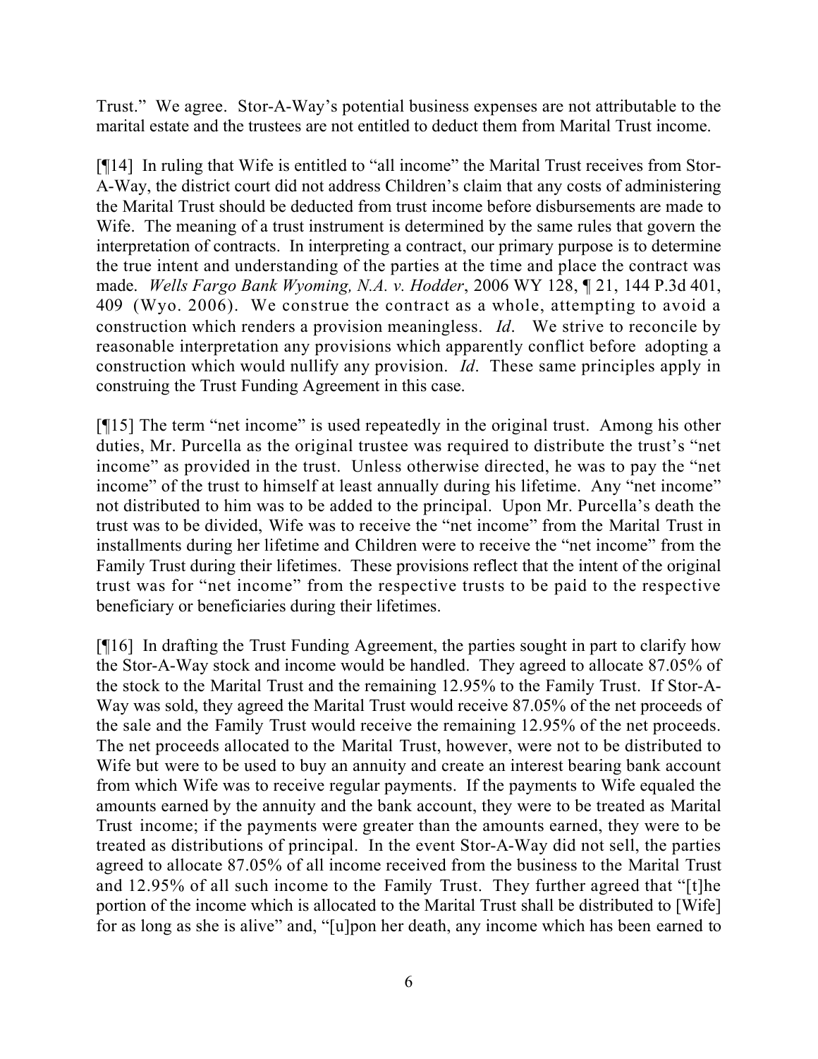Trust." We agree. Stor-A-Way's potential business expenses are not attributable to the marital estate and the trustees are not entitled to deduct them from Marital Trust income.

[¶14] In ruling that Wife is entitled to "all income" the Marital Trust receives from Stor-A-Way, the district court did not address Children's claim that any costs of administering the Marital Trust should be deducted from trust income before disbursements are made to Wife. The meaning of a trust instrument is determined by the same rules that govern the interpretation of contracts. In interpreting a contract, our primary purpose is to determine the true intent and understanding of the parties at the time and place the contract was made. *Wells Fargo Bank Wyoming, N.A. v. Hodder*, 2006 WY 128, ¶ 21, 144 P.3d 401, 409 (Wyo. 2006). We construe the contract as a whole, attempting to avoid a construction which renders a provision meaningless. *Id*. We strive to reconcile by reasonable interpretation any provisions which apparently conflict before adopting a construction which would nullify any provision. *Id*. These same principles apply in construing the Trust Funding Agreement in this case.

[¶15] The term "net income" is used repeatedly in the original trust. Among his other duties, Mr. Purcella as the original trustee was required to distribute the trust's "net income" as provided in the trust. Unless otherwise directed, he was to pay the "net income" of the trust to himself at least annually during his lifetime. Any "net income" not distributed to him was to be added to the principal. Upon Mr. Purcella's death the trust was to be divided, Wife was to receive the "net income" from the Marital Trust in installments during her lifetime and Children were to receive the "net income" from the Family Trust during their lifetimes. These provisions reflect that the intent of the original trust was for "net income" from the respective trusts to be paid to the respective beneficiary or beneficiaries during their lifetimes.

[¶16] In drafting the Trust Funding Agreement, the parties sought in part to clarify how the Stor-A-Way stock and income would be handled. They agreed to allocate 87.05% of the stock to the Marital Trust and the remaining 12.95% to the Family Trust. If Stor-A-Way was sold, they agreed the Marital Trust would receive 87.05% of the net proceeds of the sale and the Family Trust would receive the remaining 12.95% of the net proceeds. The net proceeds allocated to the Marital Trust, however, were not to be distributed to Wife but were to be used to buy an annuity and create an interest bearing bank account from which Wife was to receive regular payments. If the payments to Wife equaled the amounts earned by the annuity and the bank account, they were to be treated as Marital Trust income; if the payments were greater than the amounts earned, they were to be treated as distributions of principal. In the event Stor-A-Way did not sell, the parties agreed to allocate 87.05% of all income received from the business to the Marital Trust and 12.95% of all such income to the Family Trust. They further agreed that "[t]he portion of the income which is allocated to the Marital Trust shall be distributed to [Wife] for as long as she is alive" and, "[u]pon her death, any income which has been earned to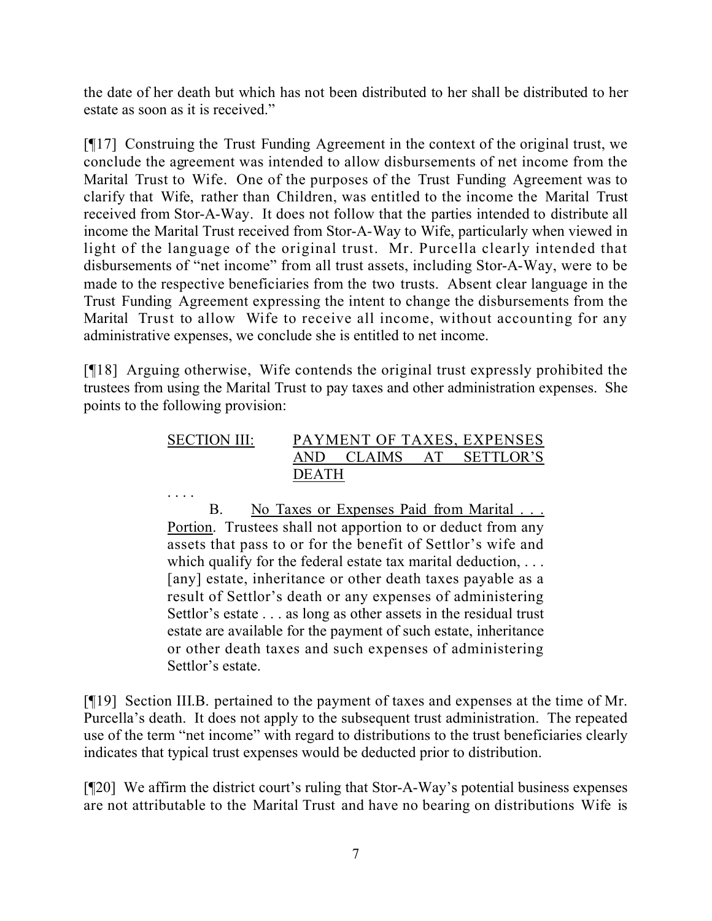the date of her death but which has not been distributed to her shall be distributed to her estate as soon as it is received."

[¶17] Construing the Trust Funding Agreement in the context of the original trust, we conclude the agreement was intended to allow disbursements of net income from the Marital Trust to Wife. One of the purposes of the Trust Funding Agreement was to clarify that Wife, rather than Children, was entitled to the income the Marital Trust received from Stor-A-Way. It does not follow that the parties intended to distribute all income the Marital Trust received from Stor-A-Way to Wife, particularly when viewed in light of the language of the original trust. Mr. Purcella clearly intended that disbursements of "net income" from all trust assets, including Stor-A-Way, were to be made to the respective beneficiaries from the two trusts. Absent clear language in the Trust Funding Agreement expressing the intent to change the disbursements from the Marital Trust to allow Wife to receive all income, without accounting for any administrative expenses, we conclude she is entitled to net income.

[¶18] Arguing otherwise, Wife contends the original trust expressly prohibited the trustees from using the Marital Trust to pay taxes and other administration expenses. She points to the following provision:

> <u>SECTION III:</u> <u>PAYMENT OF TAXES, EXPENSES AND CLAIMS AT SETTLOR'S DEATH</u>
>
> . . . .
>
> B. <u>No Taxes or Expenses Paid from Marital . . . Portion</u>. Trustees shall not apportion to or deduct from any assets that pass to or for the benefit of Settlor's wife and which qualify for the federal estate tax marital deduction, . . . [any] estate, inheritance or other death taxes payable as a result of Settlor's death or any expenses of administering Settlor's estate . . . as long as other assets in the residual trust estate are available for the payment of such estate, inheritance or other death taxes and such expenses of administering Settlor's estate.

[¶19] Section III.B. pertained to the payment of taxes and expenses at the time of Mr. Purcella's death. It does not apply to the subsequent trust administration. The repeated use of the term "net income" with regard to distributions to the trust beneficiaries clearly indicates that typical trust expenses would be deducted prior to distribution.

[¶20] We affirm the district court's ruling that Stor-A-Way's potential business expenses are not attributable to the Marital Trust and have no bearing on distributions Wife is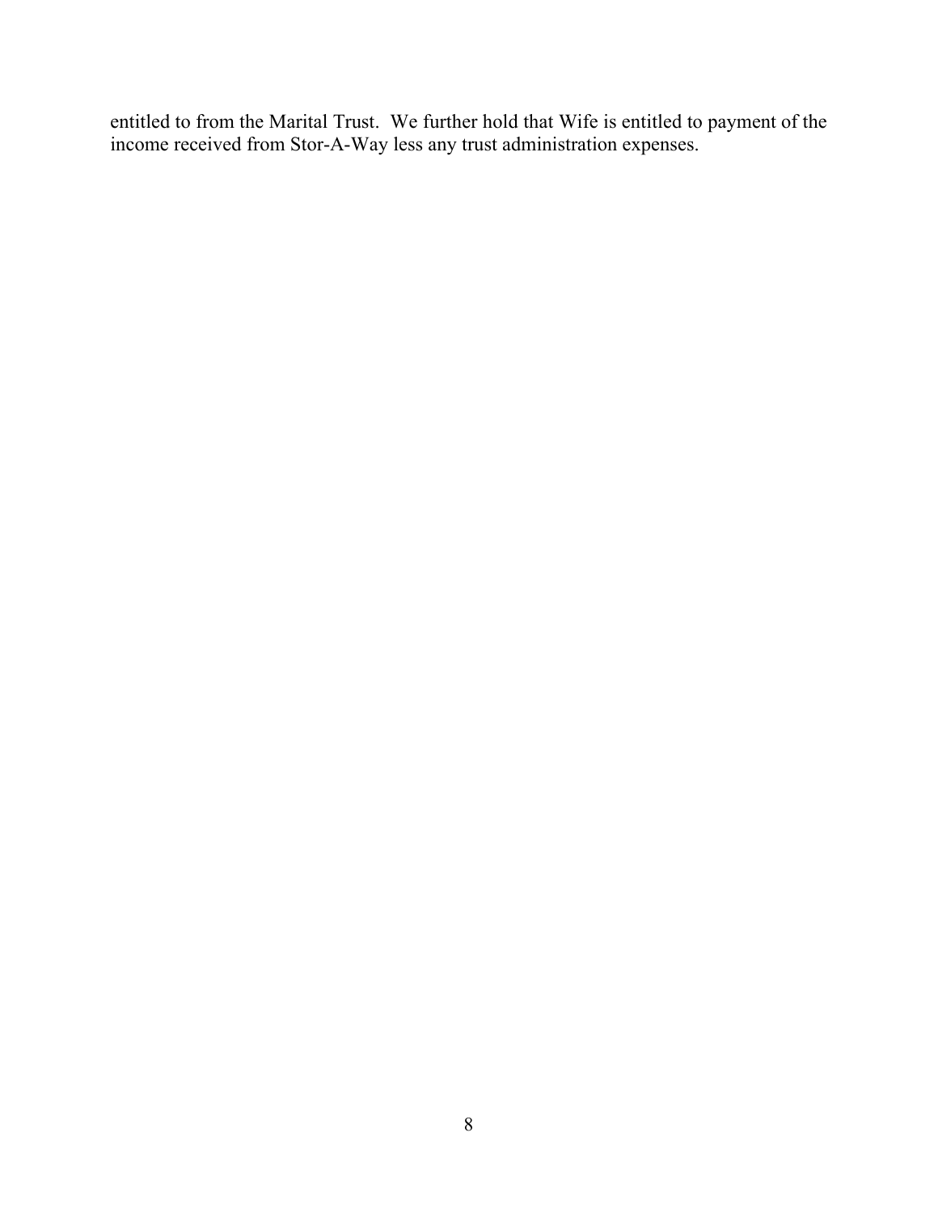entitled to from the Marital Trust. We further hold that Wife is entitled to payment of the income received from Stor-A-Way less any trust administration expenses.